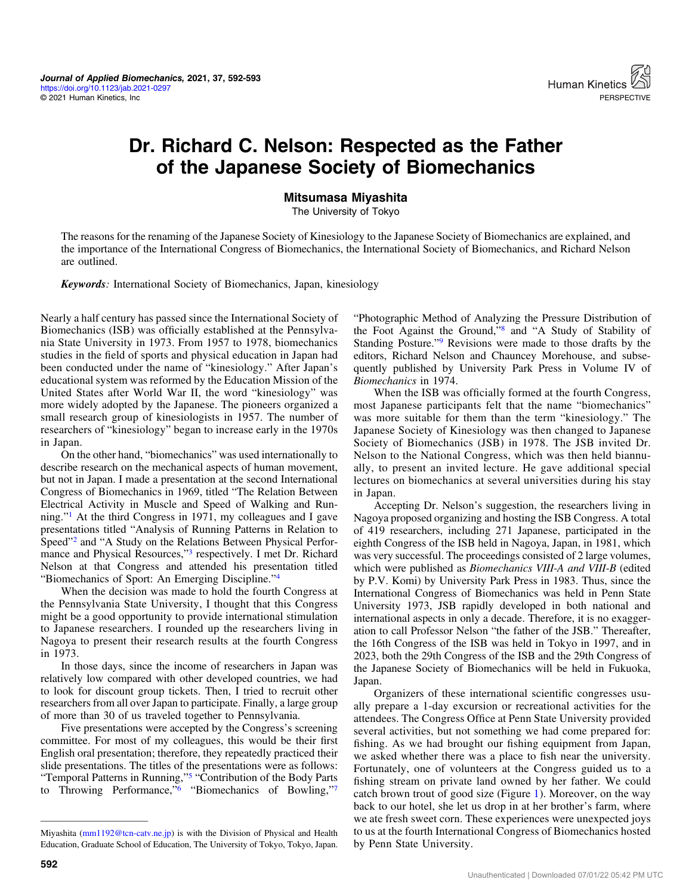# Dr. Richard C. Nelson: Respected as the Father of the Japanese Society of Biomechanics

**Mitsumasa Miyashita**

The University of Tokyo

The reasons for the renaming of the Japanese Society of Kinesiology to the Japanese Society of Biomechanics are explained, and the importance of the International Congress of Biomechanics, the International Society of Biomechanics, and Richard Nelson are outlined.

***Keywords**:* International Society of Biomechanics, Japan, kinesiology

Nearly a half century has passed since the International Society of Biomechanics (ISB) was officially established at the Pennsylvania State University in 1973. From 1957 to 1978, biomechanics studies in the field of sports and physical education in Japan had been conducted under the name of "kinesiology." After Japan's educational system was reformed by the Education Mission of the United States after World War II, the word "kinesiology" was more widely adopted by the Japanese. The pioneers organized a small research group of kinesiologists in 1957. The number of researchers of "kinesiology" began to increase early in the 1970s in Japan.

On the other hand, "biomechanics" was used internationally to describe research on the mechanical aspects of human movement, but not in Japan. I made a presentation at the second International Congress of Biomechanics in 1969, titled "The Relation Between Electrical Activity in Muscle and Speed of Walking and Running."[1] At the third Congress in 1971, my colleagues and I gave presentations titled "Analysis of Running Patterns in Relation to Speed"[2] and "A Study on the Relations Between Physical Performance and Physical Resources,"[3] respectively. I met Dr. Richard Nelson at that Congress and attended his presentation titled "Biomechanics of Sport: An Emerging Discipline."[4]

When the decision was made to hold the fourth Congress at the Pennsylvania State University, I thought that this Congress might be a good opportunity to provide international stimulation to Japanese researchers. I rounded up the researchers living in Nagoya to present their research results at the fourth Congress in 1973.

In those days, since the income of researchers in Japan was relatively low compared with other developed countries, we had to look for discount group tickets. Then, I tried to recruit other researchers from all over Japan to participate. Finally, a large group of more than 30 of us traveled together to Pennsylvania.

Five presentations were accepted by the Congress's screening committee. For most of my colleagues, this would be their first English oral presentation; therefore, they repeatedly practiced their slide presentations. The titles of the presentations were as follows: "Temporal Patterns in Running,"[5] "Contribution of the Body Parts to Throwing Performance,"[6] "Biomechanics of Bowling,"[7] "Photographic Method of Analyzing the Pressure Distribution of the Foot Against the Ground,"[8] and "A Study of Stability of Standing Posture."[9] Revisions were made to those drafts by the editors, Richard Nelson and Chauncey Morehouse, and subsequently published by University Park Press in Volume IV of *Biomechanics* in 1974.

When the ISB was officially formed at the fourth Congress, most Japanese participants felt that the name "biomechanics" was more suitable for them than the term "kinesiology." The Japanese Society of Kinesiology was then changed to Japanese Society of Biomechanics (JSB) in 1978. The JSB invited Dr. Nelson to the National Congress, which was then held biannually, to present an invited lecture. He gave additional special lectures on biomechanics at several universities during his stay in Japan.

Accepting Dr. Nelson's suggestion, the researchers living in Nagoya proposed organizing and hosting the ISB Congress. A total of 419 researchers, including 271 Japanese, participated in the eighth Congress of the ISB held in Nagoya, Japan, in 1981, which was very successful. The proceedings consisted of 2 large volumes, which were published as *Biomechanics VIII-A and VIII-B* (edited by P.V. Komi) by University Park Press in 1983. Thus, since the International Congress of Biomechanics was held in Penn State University 1973, JSB rapidly developed in both national and international aspects in only a decade. Therefore, it is no exaggeration to call Professor Nelson "the father of the JSB." Thereafter, the 16th Congress of the ISB was held in Tokyo in 1997, and in 2023, both the 29th Congress of the ISB and the 29th Congress of the Japanese Society of Biomechanics will be held in Fukuoka, Japan.

Organizers of these international scientific congresses usually prepare a 1-day excursion or recreational activities for the attendees. The Congress Office at Penn State University provided several activities, but not something we had come prepared for: fishing. As we had brought our fishing equipment from Japan, we asked whether there was a place to fish near the university. Fortunately, one of volunteers at the Congress guided us to a fishing stream on private land owned by her father. We could catch brown trout of good size (Figure 1). Moreover, on the way back to our hotel, she let us drop in at her brother's farm, where we ate fresh sweet corn. These experiences were unexpected joys to us at the fourth International Congress of Biomechanics hosted by Penn State University.

Miyashita (mm1192@tcn-catv.ne.jp) is with the Division of Physical and Health Education, Graduate School of Education, The University of Tokyo, Tokyo, Japan.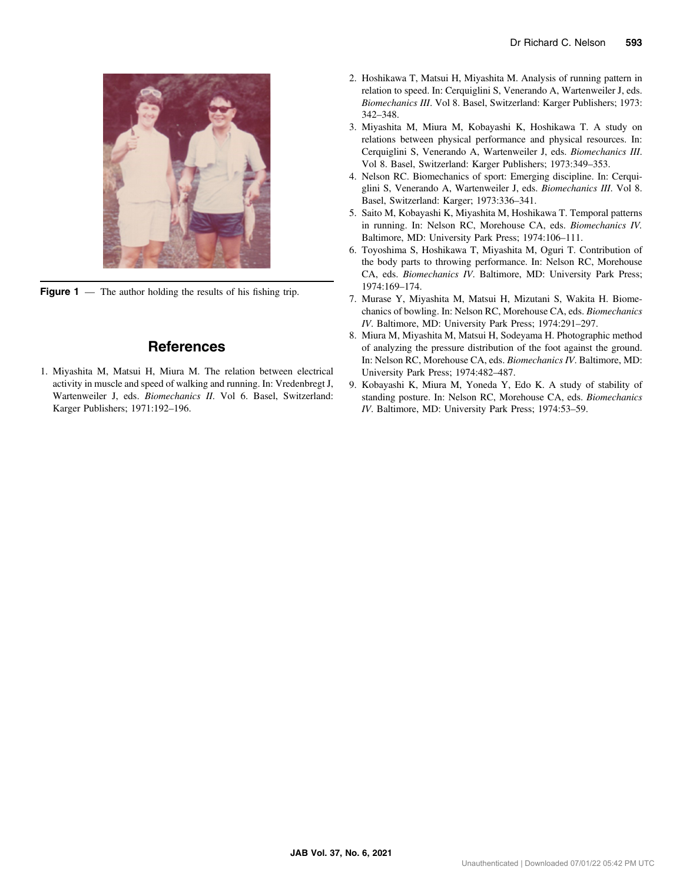Figure 1 — The author holding the results of his fishing trip.

## References

1. Miyashita M, Matsui H, Miura M. The relation between electrical activity in muscle and speed of walking and running. In: Vredenbregt J, Wartenweiler J, eds. *Biomechanics II*. Vol 6. Basel, Switzerland: Karger Publishers; 1971:192–196.
2. Hoshikawa T, Matsui H, Miyashita M. Analysis of running pattern in relation to speed. In: Cerquiglini S, Venerando A, Wartenweiler J, eds. *Biomechanics III*. Vol 8. Basel, Switzerland: Karger Publishers; 1973: 342–348.
3. Miyashita M, Miura M, Kobayashi K, Hoshikawa T. A study on relations between physical performance and physical resources. In: Cerquiglini S, Venerando A, Wartenweiler J, eds. *Biomechanics III*. Vol 8. Basel, Switzerland: Karger Publishers; 1973:349–353.
4. Nelson RC. Biomechanics of sport: Emerging discipline. In: Cerquiglini S, Venerando A, Wartenweiler J, eds. *Biomechanics III*. Vol 8. Basel, Switzerland: Karger; 1973:336–341.
5. Saito M, Kobayashi K, Miyashita M, Hoshikawa T. Temporal patterns in running. In: Nelson RC, Morehouse CA, eds. *Biomechanics IV*. Baltimore, MD: University Park Press; 1974:106–111.
6. Toyoshima S, Hoshikawa T, Miyashita M, Oguri T. Contribution of the body parts to throwing performance. In: Nelson RC, Morehouse CA, eds. *Biomechanics IV*. Baltimore, MD: University Park Press; 1974:169–174.
7. Murase Y, Miyashita M, Matsui H, Mizutani S, Wakita H. Biomechanics of bowling. In: Nelson RC, Morehouse CA, eds. *Biomechanics IV*. Baltimore, MD: University Park Press; 1974:291–297.
8. Miura M, Miyashita M, Matsui H, Sodeyama H. Photographic method of analyzing the pressure distribution of the foot against the ground. In: Nelson RC, Morehouse CA, eds. *Biomechanics IV*. Baltimore, MD: University Park Press; 1974:482–487.
9. Kobayashi K, Miura M, Yoneda Y, Edo K. A study of stability of standing posture. In: Nelson RC, Morehouse CA, eds. *Biomechanics IV*. Baltimore, MD: University Park Press; 1974:53–59.